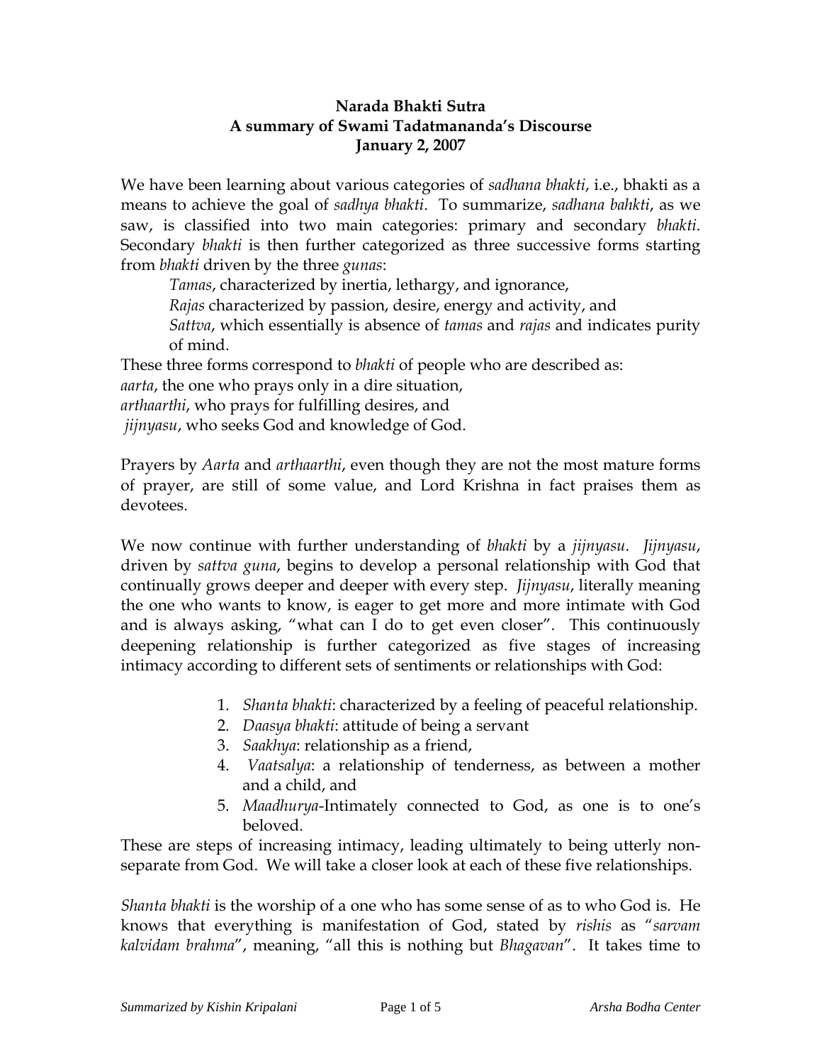**Narada Bhakti Sutra**
**A summary of Swami Tadatmananda's Discourse**
**January 2, 2007**

We have been learning about various categories of *sadhana bhakti*, i.e., bhakti as a means to achieve the goal of *sadhya bhakti*. To summarize, *sadhana bahkti*, as we saw, is classified into two main categories: primary and secondary *bhakti*. Secondary *bhakti* is then further categorized as three successive forms starting from *bhakti* driven by the three *gunas*:

*Tamas*, characterized by inertia, lethargy, and ignorance,
*Rajas* characterized by passion, desire, energy and activity, and
*Sattva*, which essentially is absence of *tamas* and *rajas* and indicates purity of mind.

These three forms correspond to *bhakti* of people who are described as:
*aarta*, the one who prays only in a dire situation,
*arthaarthi*, who prays for fulfilling desires, and
*jijnyasu*, who seeks God and knowledge of God.

Prayers by *Aarta* and *arthaarthi*, even though they are not the most mature forms of prayer, are still of some value, and Lord Krishna in fact praises them as devotees.

We now continue with further understanding of *bhakti* by a *jijnyasu*. *Jijnyasu*, driven by *sattva guna*, begins to develop a personal relationship with God that continually grows deeper and deeper with every step. *Jijnyasu*, literally meaning the one who wants to know, is eager to get more and more intimate with God and is always asking, "what can I do to get even closer". This continuously deepening relationship is further categorized as five stages of increasing intimacy according to different sets of sentiments or relationships with God:

1. *Shanta bhakti*: characterized by a feeling of peaceful relationship.
2. *Daasya bhakti*: attitude of being a servant
3. *Saakhya*: relationship as a friend,
4. *Vaatsalya*: a relationship of tenderness, as between a mother and a child, and
5. *Maadhurya*-Intimately connected to God, as one is to one's beloved.

These are steps of increasing intimacy, leading ultimately to being utterly non-separate from God. We will take a closer look at each of these five relationships.

*Shanta bhakti* is the worship of a one who has some sense of as to who God is. He knows that everything is manifestation of God, stated by *rishis* as "*sarvam kalvidam brahma*", meaning, "all this is nothing but *Bhagavan*". It takes time to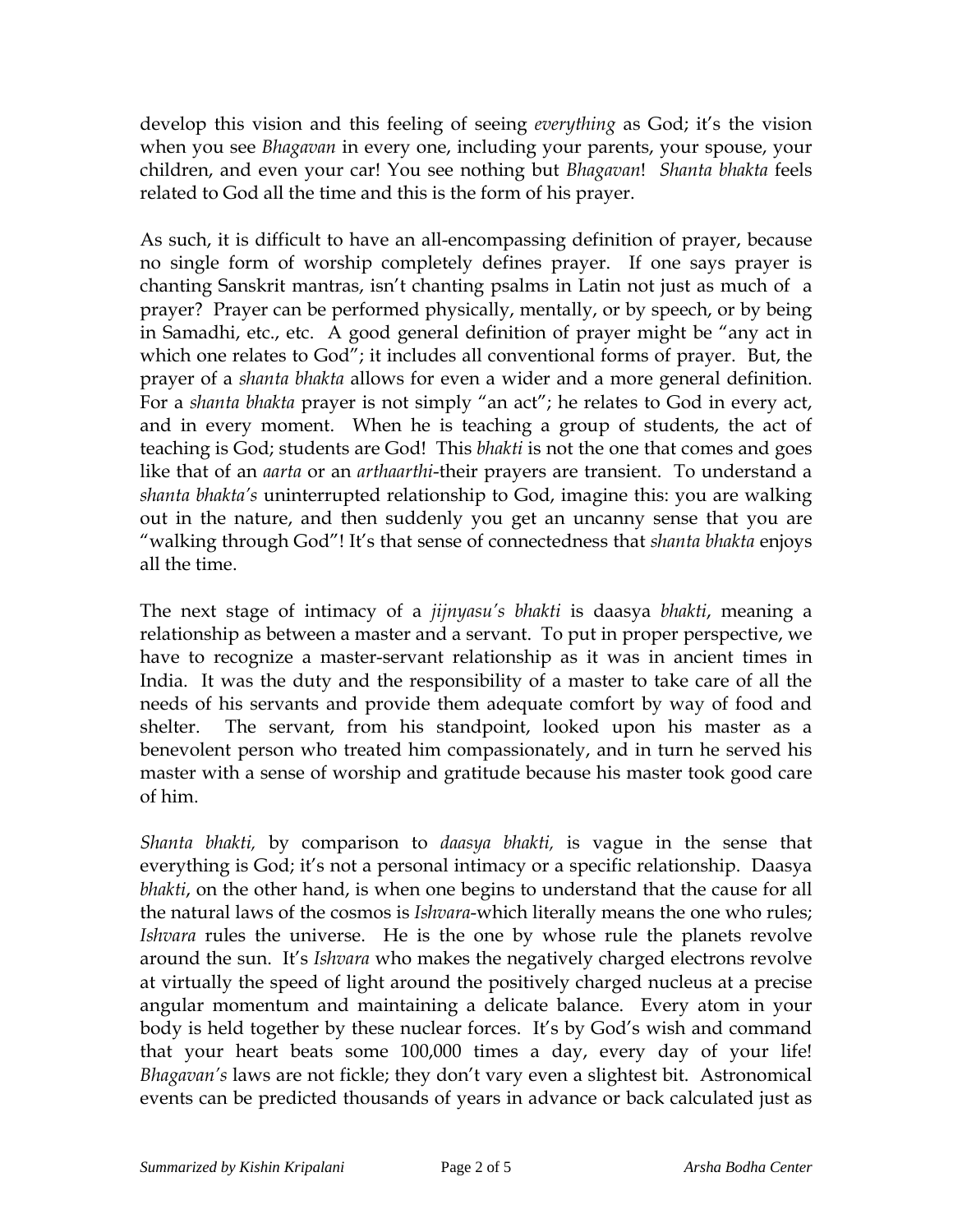develop this vision and this feeling of seeing *everything* as God; it's the vision when you see *Bhagavan* in every one, including your parents, your spouse, your children, and even your car! You see nothing but *Bhagavan*! *Shanta bhakta* feels related to God all the time and this is the form of his prayer.

As such, it is difficult to have an all-encompassing definition of prayer, because no single form of worship completely defines prayer. If one says prayer is chanting Sanskrit mantras, isn't chanting psalms in Latin not just as much of a prayer? Prayer can be performed physically, mentally, or by speech, or by being in Samadhi, etc., etc. A good general definition of prayer might be "any act in which one relates to God"; it includes all conventional forms of prayer. But, the prayer of a *shanta bhakta* allows for even a wider and a more general definition. For a *shanta bhakta* prayer is not simply "an act"; he relates to God in every act, and in every moment. When he is teaching a group of students, the act of teaching is God; students are God! This *bhakti* is not the one that comes and goes like that of an *aarta* or an *arthaarthi*-their prayers are transient. To understand a *shanta bhakta's* uninterrupted relationship to God, imagine this: you are walking out in the nature, and then suddenly you get an uncanny sense that you are "walking through God"! It's that sense of connectedness that *shanta bhakta* enjoys all the time.

The next stage of intimacy of a *jijnyasu's bhakti* is daasya *bhakti*, meaning a relationship as between a master and a servant. To put in proper perspective, we have to recognize a master-servant relationship as it was in ancient times in India. It was the duty and the responsibility of a master to take care of all the needs of his servants and provide them adequate comfort by way of food and shelter. The servant, from his standpoint, looked upon his master as a benevolent person who treated him compassionately, and in turn he served his master with a sense of worship and gratitude because his master took good care of him.

*Shanta bhakti,* by comparison to *daasya bhakti,* is vague in the sense that everything is God; it's not a personal intimacy or a specific relationship. Daasya *bhakti*, on the other hand, is when one begins to understand that the cause for all the natural laws of the cosmos is *Ishvara*-which literally means the one who rules; *Ishvara* rules the universe. He is the one by whose rule the planets revolve around the sun. It's *Ishvara* who makes the negatively charged electrons revolve at virtually the speed of light around the positively charged nucleus at a precise angular momentum and maintaining a delicate balance. Every atom in your body is held together by these nuclear forces. It's by God's wish and command that your heart beats some 100,000 times a day, every day of your life! *Bhagavan's* laws are not fickle; they don't vary even a slightest bit. Astronomical events can be predicted thousands of years in advance or back calculated just as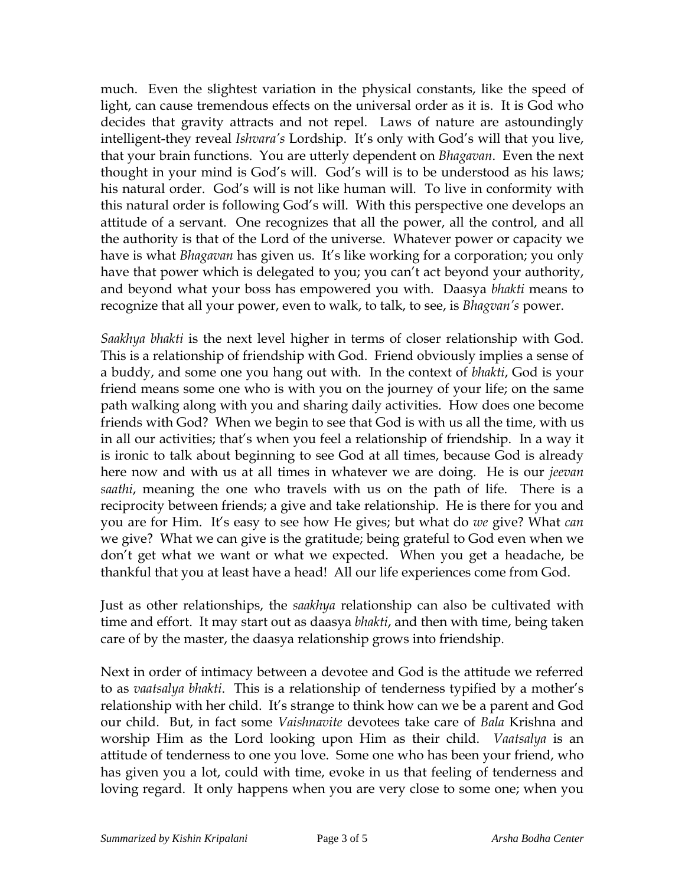much. Even the slightest variation in the physical constants, like the speed of light, can cause tremendous effects on the universal order as it is. It is God who decides that gravity attracts and not repel. Laws of nature are astoundingly intelligent-they reveal *Ishvara's* Lordship. It's only with God's will that you live, that your brain functions. You are utterly dependent on *Bhagavan*. Even the next thought in your mind is God's will. God's will is to be understood as his laws; his natural order. God's will is not like human will. To live in conformity with this natural order is following God's will. With this perspective one develops an attitude of a servant. One recognizes that all the power, all the control, and all the authority is that of the Lord of the universe. Whatever power or capacity we have is what *Bhagavan* has given us. It's like working for a corporation; you only have that power which is delegated to you; you can't act beyond your authority, and beyond what your boss has empowered you with. Daasya *bhakti* means to recognize that all your power, even to walk, to talk, to see, is *Bhagvan's* power.

*Saakhya bhakti* is the next level higher in terms of closer relationship with God. This is a relationship of friendship with God. Friend obviously implies a sense of a buddy, and some one you hang out with. In the context of *bhakti*, God is your friend means some one who is with you on the journey of your life; on the same path walking along with you and sharing daily activities. How does one become friends with God? When we begin to see that God is with us all the time, with us in all our activities; that's when you feel a relationship of friendship. In a way it is ironic to talk about beginning to see God at all times, because God is already here now and with us at all times in whatever we are doing. He is our *jeevan saathi*, meaning the one who travels with us on the path of life. There is a reciprocity between friends; a give and take relationship. He is there for you and you are for Him. It's easy to see how He gives; but what do *we* give? What *can* we give? What we can give is the gratitude; being grateful to God even when we don't get what we want or what we expected. When you get a headache, be thankful that you at least have a head! All our life experiences come from God.

Just as other relationships, the *saakhya* relationship can also be cultivated with time and effort. It may start out as daasya *bhakti*, and then with time, being taken care of by the master, the daasya relationship grows into friendship.

Next in order of intimacy between a devotee and God is the attitude we referred to as *vaatsalya bhakti*. This is a relationship of tenderness typified by a mother's relationship with her child. It's strange to think how can we be a parent and God our child. But, in fact some *Vaishnavite* devotees take care of *Bala* Krishna and worship Him as the Lord looking upon Him as their child. *Vaatsalya* is an attitude of tenderness to one you love. Some one who has been your friend, who has given you a lot, could with time, evoke in us that feeling of tenderness and loving regard. It only happens when you are very close to some one; when you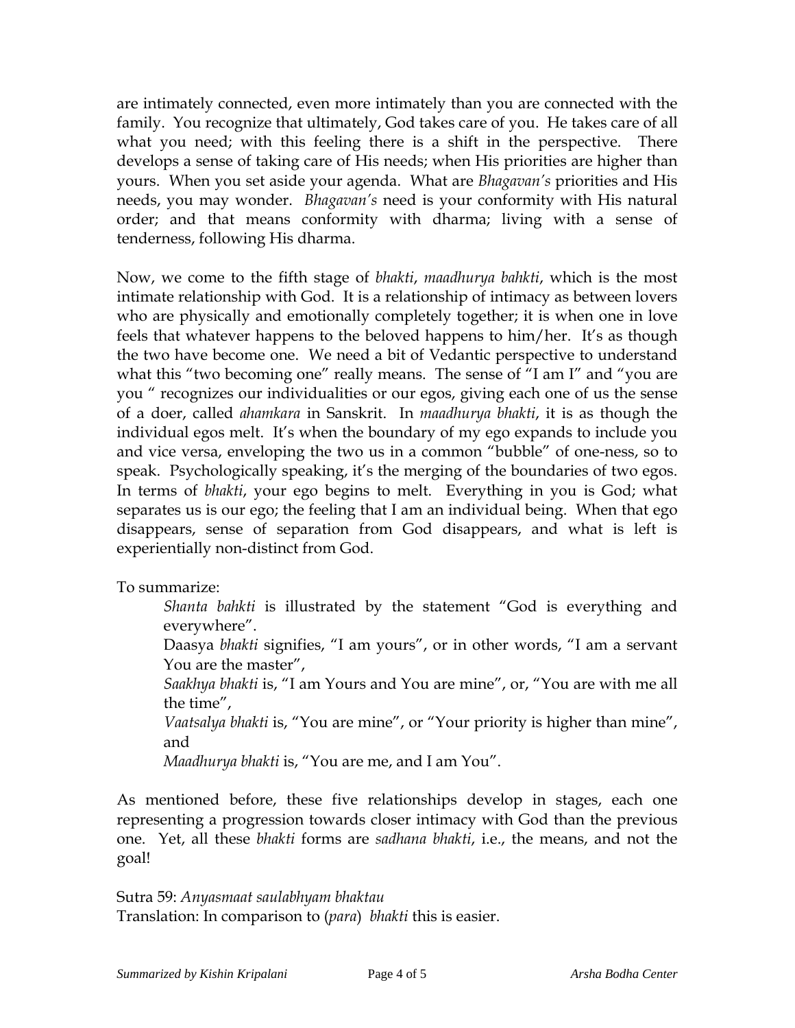are intimately connected, even more intimately than you are connected with the family. You recognize that ultimately, God takes care of you. He takes care of all what you need; with this feeling there is a shift in the perspective. There develops a sense of taking care of His needs; when His priorities are higher than yours. When you set aside your agenda. What are *Bhagavan's* priorities and His needs, you may wonder. *Bhagavan's* need is your conformity with His natural order; and that means conformity with dharma; living with a sense of tenderness, following His dharma.

Now, we come to the fifth stage of *bhakti*, *maadhurya bahkti*, which is the most intimate relationship with God. It is a relationship of intimacy as between lovers who are physically and emotionally completely together; it is when one in love feels that whatever happens to the beloved happens to him/her. It's as though the two have become one. We need a bit of Vedantic perspective to understand what this "two becoming one" really means. The sense of "I am I" and "you are you " recognizes our individualities or our egos, giving each one of us the sense of a doer, called *ahamkara* in Sanskrit. In *maadhurya bhakti*, it is as though the individual egos melt. It's when the boundary of my ego expands to include you and vice versa, enveloping the two us in a common "bubble" of one-ness, so to speak. Psychologically speaking, it's the merging of the boundaries of two egos. In terms of *bhakti*, your ego begins to melt. Everything in you is God; what separates us is our ego; the feeling that I am an individual being. When that ego disappears, sense of separation from God disappears, and what is left is experientially non-distinct from God.

To summarize:

*Shanta bahkti* is illustrated by the statement "God is everything and everywhere".
Daasya *bhakti* signifies, "I am yours", or in other words, "I am a servant You are the master",
*Saakhya bhakti* is, "I am Yours and You are mine", or, "You are with me all the time",
*Vaatsalya bhakti* is, "You are mine", or "Your priority is higher than mine", and
*Maadhurya bhakti* is, "You are me, and I am You".

As mentioned before, these five relationships develop in stages, each one representing a progression towards closer intimacy with God than the previous one. Yet, all these *bhakti* forms are *sadhana bhakti*, i.e., the means, and not the goal!

Sutra 59: *Anyasmaat saulabhyam bhaktau*
Translation: In comparison to (*para*) *bhakti* this is easier.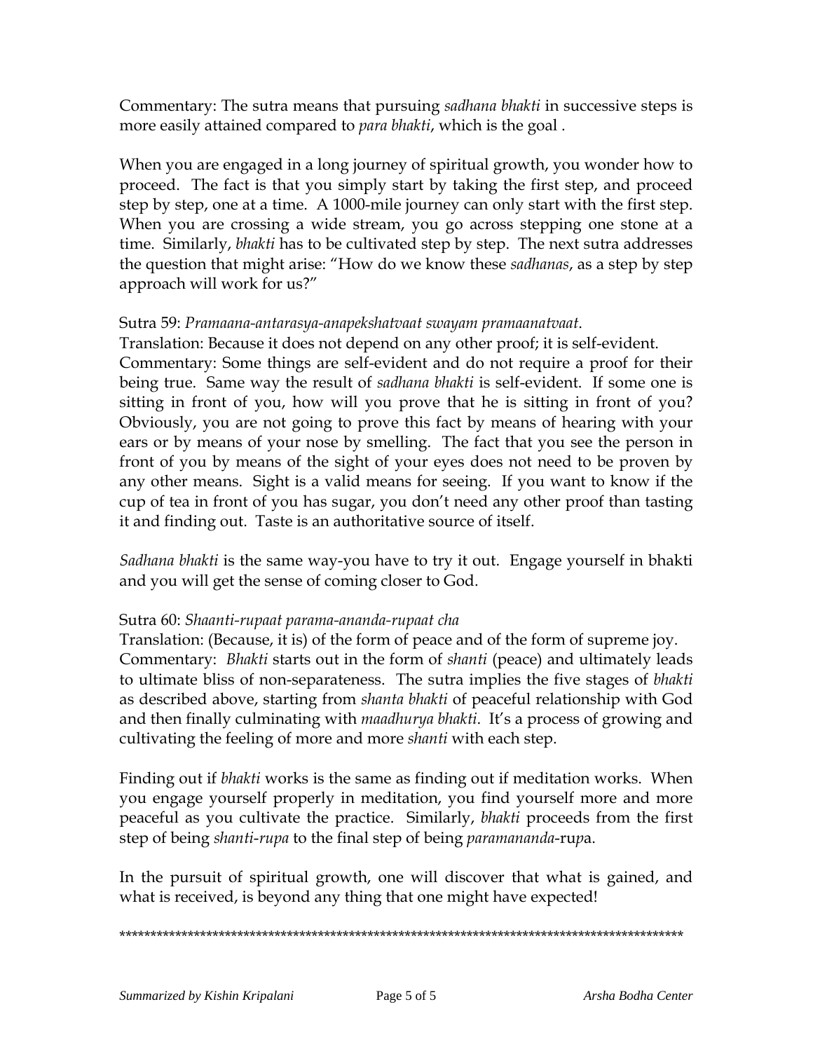Commentary: The sutra means that pursuing *sadhana bhakti* in successive steps is more easily attained compared to *para bhakti*, which is the goal .

When you are engaged in a long journey of spiritual growth, you wonder how to proceed. The fact is that you simply start by taking the first step, and proceed step by step, one at a time. A 1000-mile journey can only start with the first step. When you are crossing a wide stream, you go across stepping one stone at a time. Similarly, *bhakti* has to be cultivated step by step. The next sutra addresses the question that might arise: "How do we know these *sadhanas*, as a step by step approach will work for us?"

Sutra 59: *Pramaana-antarasya-anapekshatvaat swayam pramaanatvaat*.
Translation: Because it does not depend on any other proof; it is self-evident.
Commentary: Some things are self-evident and do not require a proof for their being true. Same way the result of *sadhana bhakti* is self-evident. If some one is sitting in front of you, how will you prove that he is sitting in front of you? Obviously, you are not going to prove this fact by means of hearing with your ears or by means of your nose by smelling. The fact that you see the person in front of you by means of the sight of your eyes does not need to be proven by any other means. Sight is a valid means for seeing. If you want to know if the cup of tea in front of you has sugar, you don't need any other proof than tasting it and finding out. Taste is an authoritative source of itself.

*Sadhana bhakti* is the same way-you have to try it out. Engage yourself in bhakti and you will get the sense of coming closer to God.

Sutra 60: *Shaanti-rupaat parama-ananda-rupaat cha*
Translation: (Because, it is) of the form of peace and of the form of supreme joy.
Commentary: *Bhakti* starts out in the form of *shanti* (peace) and ultimately leads to ultimate bliss of non-separateness. The sutra implies the five stages of *bhakti* as described above, starting from *shanta bhakti* of peaceful relationship with God and then finally culminating with *maadhurya bhakti*. It's a process of growing and cultivating the feeling of more and more *shanti* with each step.

Finding out if *bhakti* works is the same as finding out if meditation works. When you engage yourself properly in meditation, you find yourself more and more peaceful as you cultivate the practice. Similarly, *bhakti* proceeds from the first step of being *shanti-rupa* to the final step of being *paramananda*-rupa.

In the pursuit of spiritual growth, one will discover that what is gained, and what is received, is beyond any thing that one might have expected!

*******************************************************************************************